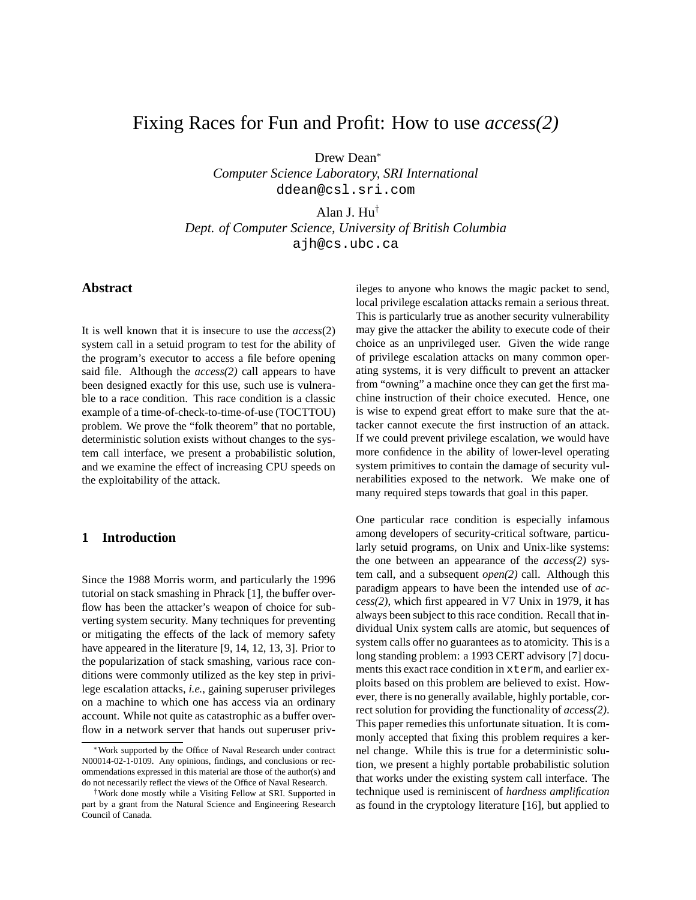# Fixing Races for Fun and Profit: How to use *access(2)*

Drew Dean*
*Computer Science Laboratory, SRI International*
ddean@csl.sri.com

Alan J. Hu†
*Dept. of Computer Science, University of British Columbia*
ajh@cs.ubc.ca

## Abstract

It is well known that it is insecure to use the *access*(2) system call in a setuid program to test for the ability of the program's executor to access a file before opening said file. Although the *access(2)* call appears to have been designed exactly for this use, such use is vulnerable to a race condition. This race condition is a classic example of a time-of-check-to-time-of-use (TOCTTOU) problem. We prove the "folk theorem" that no portable, deterministic solution exists without changes to the system call interface, we present a probabilistic solution, and we examine the effect of increasing CPU speeds on the exploitability of the attack.

## 1 Introduction

Since the 1988 Morris worm, and particularly the 1996 tutorial on stack smashing in Phrack [1], the buffer overflow has been the attacker's weapon of choice for subverting system security. Many techniques for preventing or mitigating the effects of the lack of memory safety have appeared in the literature [9, 14, 12, 13, 3]. Prior to the popularization of stack smashing, various race conditions were commonly utilized as the key step in privilege escalation attacks, *i.e.*, gaining superuser privileges on a machine to which one has access via an ordinary account. While not quite as catastrophic as a buffer overflow in a network server that hands out superuser privileges to anyone who knows the magic packet to send, local privilege escalation attacks remain a serious threat. This is particularly true as another security vulnerability may give the attacker the ability to execute code of their choice as an unprivileged user. Given the wide range of privilege escalation attacks on many common operating systems, it is very difficult to prevent an attacker from "owning" a machine once they can get the first machine instruction of their choice executed. Hence, one is wise to expend great effort to make sure that the attacker cannot execute the first instruction of an attack. If we could prevent privilege escalation, we would have more confidence in the ability of lower-level operating system primitives to contain the damage of security vulnerabilities exposed to the network. We make one of many required steps towards that goal in this paper.

One particular race condition is especially infamous among developers of security-critical software, particularly setuid programs, on Unix and Unix-like systems: the one between an appearance of the *access(2)* system call, and a subsequent *open(2)* call. Although this paradigm appears to have been the intended use of *access(2)*, which first appeared in V7 Unix in 1979, it has always been subject to this race condition. Recall that individual Unix system calls are atomic, but sequences of system calls offer no guarantees as to atomicity. This is a long standing problem: a 1993 CERT advisory [7] documents this exact race condition in `xterm`, and earlier exploits based on this problem are believed to exist. However, there is no generally available, highly portable, correct solution for providing the functionality of *access(2)*. This paper remedies this unfortunate situation. It is commonly accepted that fixing this problem requires a kernel change. While this is true for a deterministic solution, we present a highly portable probabilistic solution that works under the existing system call interface. The technique used is reminiscent of *hardness amplification* as found in the cryptology literature [16], but applied to

---

*Work supported by the Office of Naval Research under contract N00014-02-1-0109. Any opinions, findings, and conclusions or recommendations expressed in this material are those of the author(s) and do not necessarily reflect the views of the Office of Naval Research.

†Work done mostly while a Visiting Fellow at SRI. Supported in part by a grant from the Natural Science and Engineering Research Council of Canada.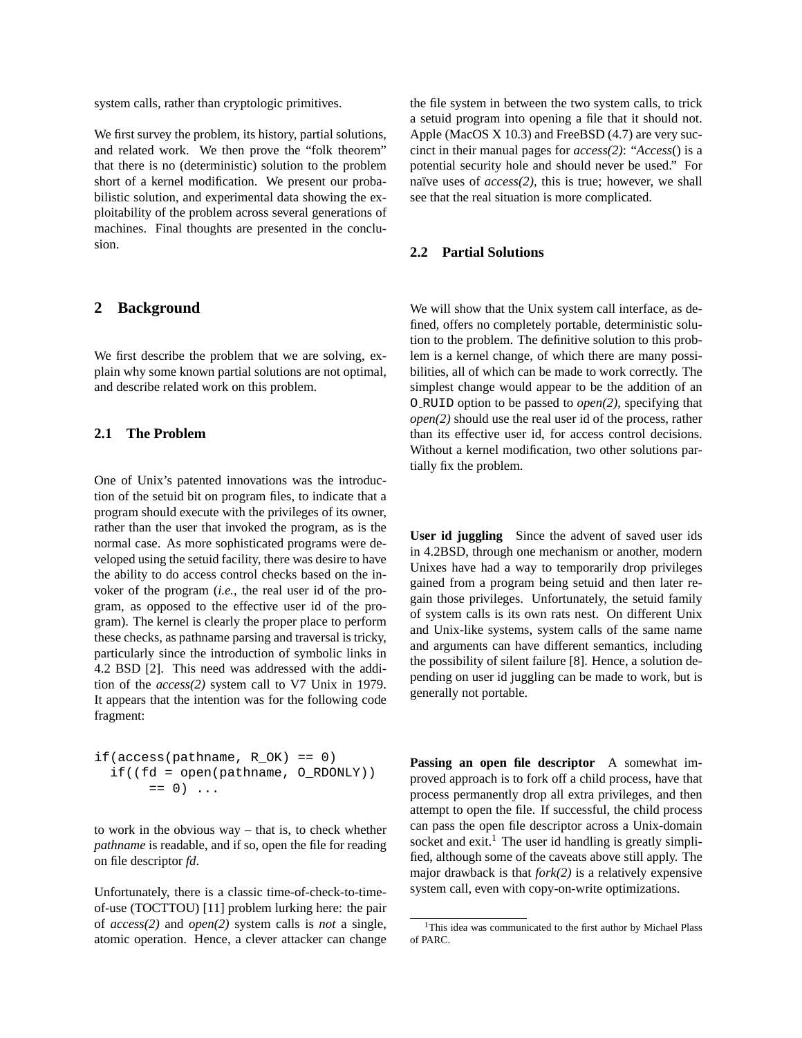system calls, rather than cryptologic primitives.

We first survey the problem, its history, partial solutions, and related work. We then prove the "folk theorem" that there is no (deterministic) solution to the problem short of a kernel modification. We present our probabilistic solution, and experimental data showing the exploitability of the problem across several generations of machines. Final thoughts are presented in the conclusion.

## 2 Background

We first describe the problem that we are solving, explain why some known partial solutions are not optimal, and describe related work on this problem.

### 2.1 The Problem

One of Unix's patented innovations was the introduction of the setuid bit on program files, to indicate that a program should execute with the privileges of its owner, rather than the user that invoked the program, as is the normal case. As more sophisticated programs were developed using the setuid facility, there was desire to have the ability to do access control checks based on the invoker of the program (*i.e.*, the real user id of the program, as opposed to the effective user id of the program). The kernel is clearly the proper place to perform these checks, as pathname parsing and traversal is tricky, particularly since the introduction of symbolic links in 4.2 BSD [2]. This need was addressed with the addition of the *access(2)* system call to V7 Unix in 1979. It appears that the intention was for the following code fragment:

```
if(access(pathname, R_OK) == 0)
  if((fd = open(pathname, O_RDONLY))
       == 0) ...
```

to work in the obvious way – that is, to check whether *pathname* is readable, and if so, open the file for reading on file descriptor *fd*.

Unfortunately, there is a classic time-of-check-to-time-of-use (TOCTTOU) [11] problem lurking here: the pair of *access(2)* and *open(2)* system calls is *not* a single, atomic operation. Hence, a clever attacker can change the file system in between the two system calls, to trick a setuid program into opening a file that it should not. Apple (MacOS X 10.3) and FreeBSD (4.7) are very succinct in their manual pages for *access(2)*: "*Access*() is a potential security hole and should never be used." For naïve uses of *access(2)*, this is true; however, we shall see that the real situation is more complicated.

### 2.2 Partial Solutions

We will show that the Unix system call interface, as defined, offers no completely portable, deterministic solution to the problem. The definitive solution to this problem is a kernel change, of which there are many possibilities, all of which can be made to work correctly. The simplest change would appear to be the addition of an `O_RUID` option to be passed to *open(2)*, specifying that *open(2)* should use the real user id of the process, rather than its effective user id, for access control decisions. Without a kernel modification, two other solutions partially fix the problem.

**User id juggling** Since the advent of saved user ids in 4.2BSD, through one mechanism or another, modern Unixes have had a way to temporarily drop privileges gained from a program being setuid and then later regain those privileges. Unfortunately, the setuid family of system calls is its own rats nest. On different Unix and Unix-like systems, system calls of the same name and arguments can have different semantics, including the possibility of silent failure [8]. Hence, a solution depending on user id juggling can be made to work, but is generally not portable.

**Passing an open file descriptor** A somewhat improved approach is to fork off a child process, have that process permanently drop all extra privileges, and then attempt to open the file. If successful, the child process can pass the open file descriptor across a Unix-domain socket and exit.[1] The user id handling is greatly simplified, although some of the caveats above still apply. The major drawback is that *fork(2)* is a relatively expensive system call, even with copy-on-write optimizations.

[1] This idea was communicated to the first author by Michael Plass of PARC.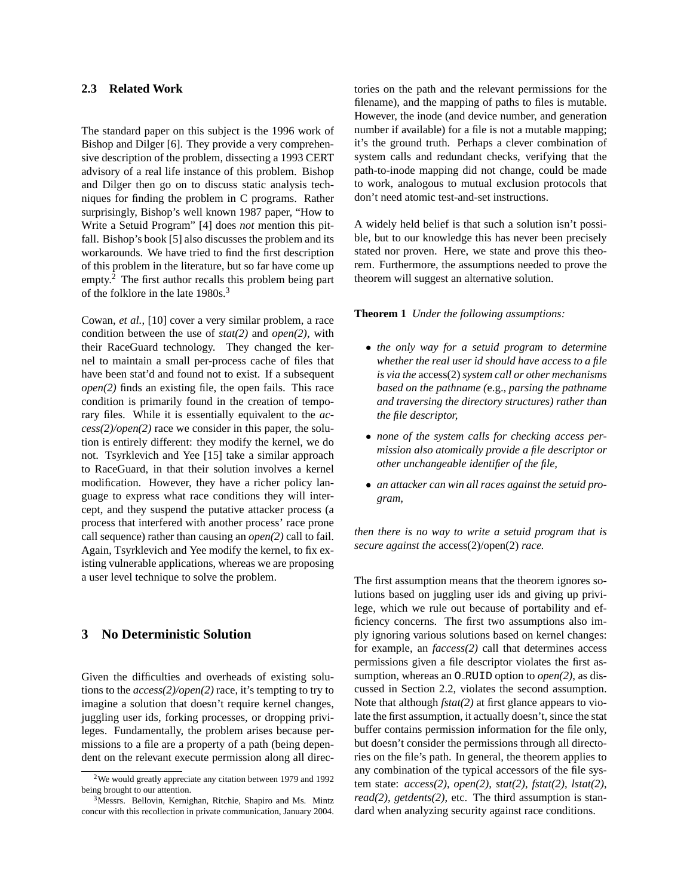### 2.3 Related Work

The standard paper on this subject is the 1996 work of Bishop and Dilger [6]. They provide a very comprehensive description of the problem, dissecting a 1993 CERT advisory of a real life instance of this problem. Bishop and Dilger then go on to discuss static analysis techniques for finding the problem in C programs. Rather surprisingly, Bishop's well known 1987 paper, "How to Write a Setuid Program" [4] does *not* mention this pitfall. Bishop's book [5] also discusses the problem and its workarounds. We have tried to find the first description of this problem in the literature, but so far have come up empty.[2] The first author recalls this problem being part of the folklore in the late 1980s.[3]

Cowan, *et al.*, [10] cover a very similar problem, a race condition between the use of *stat(2)* and *open(2)*, with their RaceGuard technology. They changed the kernel to maintain a small per-process cache of files that have been stat'd and found not to exist. If a subsequent *open(2)* finds an existing file, the open fails. This race condition is primarily found in the creation of temporary files. While it is essentially equivalent to the *access(2)/open(2)* race we consider in this paper, the solution is entirely different: they modify the kernel, we do not. Tsyrklevich and Yee [15] take a similar approach to RaceGuard, in that their solution involves a kernel modification. However, they have a richer policy language to express what race conditions they will intercept, and they suspend the putative attacker process (a process that interfered with another process' race prone call sequence) rather than causing an *open(2)* call to fail. Again, Tsyrklevich and Yee modify the kernel, to fix existing vulnerable applications, whereas we are proposing a user level technique to solve the problem.

## 3 No Deterministic Solution

Given the difficulties and overheads of existing solutions to the *access(2)/open(2)* race, it's tempting to try to imagine a solution that doesn't require kernel changes, juggling user ids, forking processes, or dropping privileges. Fundamentally, the problem arises because permissions to a file are a property of a path (being dependent on the relevant execute permission along all directories on the path and the relevant permissions for the filename), and the mapping of paths to files is mutable. However, the inode (and device number, and generation number if available) for a file is not a mutable mapping; it's the ground truth. Perhaps a clever combination of system calls and redundant checks, verifying that the path-to-inode mapping did not change, could be made to work, analogous to mutual exclusion protocols that don't need atomic test-and-set instructions.

A widely held belief is that such a solution isn't possible, but to our knowledge this has never been precisely stated nor proven. Here, we state and prove this theorem. Furthermore, the assumptions needed to prove the theorem will suggest an alternative solution.

**Theorem 1** *Under the following assumptions:*

- *the only way for a setuid program to determine whether the real user id should have access to a file is via the* access(2) *system call or other mechanisms based on the pathname (*e.g., *parsing the pathname and traversing the directory structures) rather than the file descriptor,*
- *none of the system calls for checking access permission also atomically provide a file descriptor or other unchangeable identifier of the file,*
- *an attacker can win all races against the setuid program,*

*then there is no way to write a setuid program that is secure against the* access(2)/open(2) *race.*

The first assumption means that the theorem ignores solutions based on juggling user ids and giving up privilege, which we rule out because of portability and efficiency concerns. The first two assumptions also imply ignoring various solutions based on kernel changes: for example, an *faccess(2)* call that determines access permissions given a file descriptor violates the first assumption, whereas an `O_RUID` option to *open(2)*, as discussed in Section 2.2, violates the second assumption. Note that although *fstat(2)* at first glance appears to violate the first assumption, it actually doesn't, since the stat buffer contains permission information for the file only, but doesn't consider the permissions through all directories on the file's path. In general, the theorem applies to any combination of the typical accessors of the file system state: *access(2)*, *open(2)*, *stat(2)*, *fstat(2)*, *lstat(2)*, *read(2)*, *getdents(2)*, etc. The third assumption is standard when analyzing security against race conditions.

---

[2] We would greatly appreciate any citation between 1979 and 1992 being brought to our attention.

[3] Messrs. Bellovin, Kernighan, Ritchie, Shapiro and Ms. Mintz concur with this recollection in private communication, January 2004.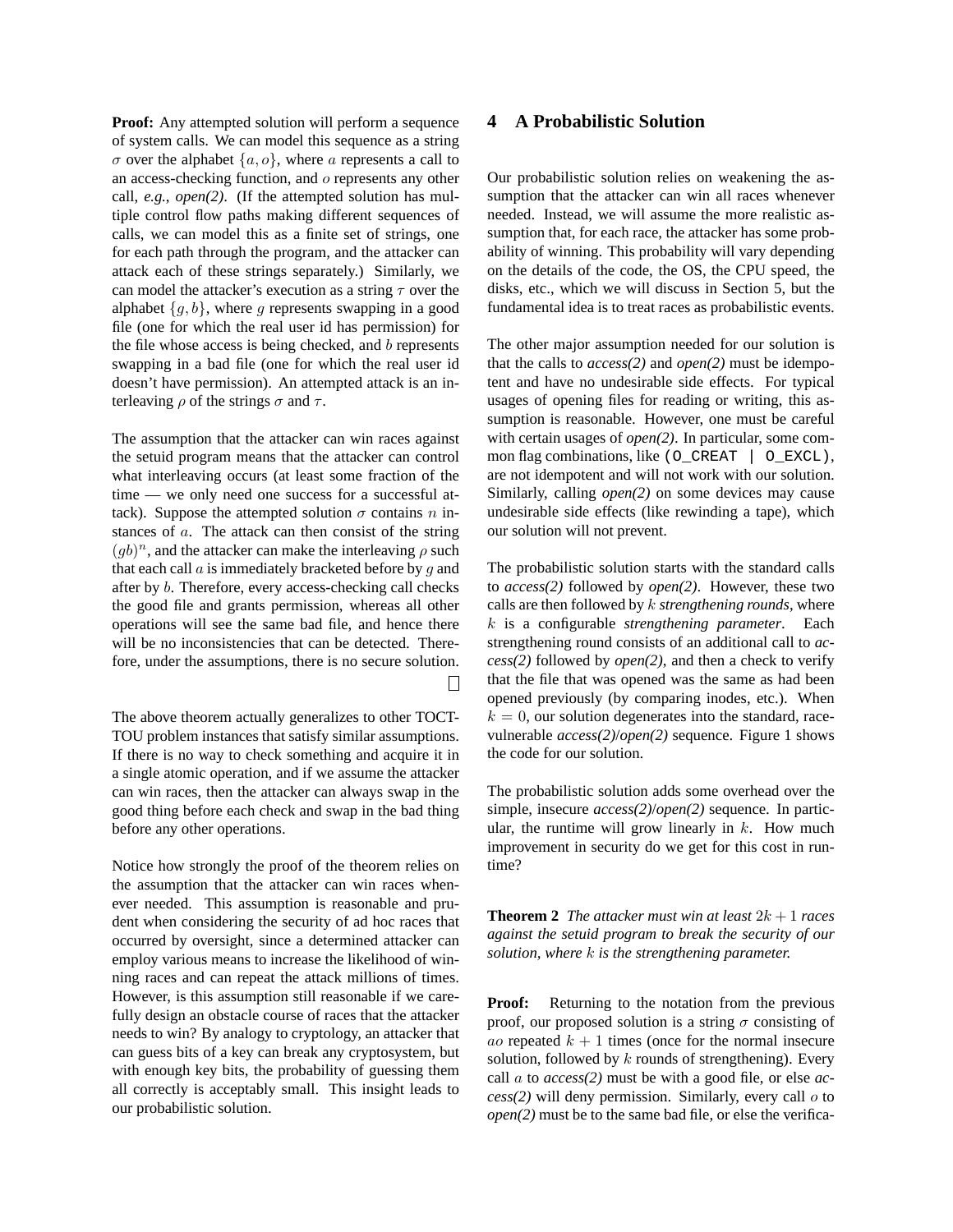**Proof:** Any attempted solution will perform a sequence of system calls. We can model this sequence as a string $\sigma$ over the alphabet $\{a, o\}$, where $a$ represents a call to an access-checking function, and $o$ represents any other call, *e.g., open(2)*. (If the attempted solution has multiple control flow paths making different sequences of calls, we can model this as a finite set of strings, one for each path through the program, and the attacker can attack each of these strings separately.) Similarly, we can model the attacker's execution as a string $\tau$ over the alphabet $\{g, b\}$, where $g$ represents swapping in a good file (one for which the real user id has permission) for the file whose access is being checked, and $b$ represents swapping in a bad file (one for which the real user id doesn't have permission). An attempted attack is an interleaving $\rho$ of the strings $\sigma$ and $\tau$.

The assumption that the attacker can win races against the setuid program means that the attacker can control what interleaving occurs (at least some fraction of the time — we only need one success for a successful attack). Suppose the attempted solution $\sigma$ contains $n$ instances of $a$. The attack can then consist of the string $(gb)^n$, and the attacker can make the interleaving $\rho$ such that each call $a$ is immediately bracketed before by $g$ and after by $b$. Therefore, every access-checking call checks the good file and grants permission, whereas all other operations will see the same bad file, and hence there will be no inconsistencies that can be detected. Therefore, under the assumptions, there is no secure solution. □

The above theorem actually generalizes to other TOCTTOU problem instances that satisfy similar assumptions. If there is no way to check something and acquire it in a single atomic operation, and if we assume the attacker can win races, then the attacker can always swap in the good thing before each check and swap in the bad thing before any other operations.

Notice how strongly the proof of the theorem relies on the assumption that the attacker can win races whenever needed. This assumption is reasonable and prudent when considering the security of ad hoc races that occurred by oversight, since a determined attacker can employ various means to increase the likelihood of winning races and can repeat the attack millions of times. However, is this assumption still reasonable if we carefully design an obstacle course of races that the attacker needs to win? By analogy to cryptology, an attacker that can guess bits of a key can break any cryptosystem, but with enough key bits, the probability of guessing them all correctly is acceptably small. This insight leads to our probabilistic solution.

## 4 A Probabilistic Solution

Our probabilistic solution relies on weakening the assumption that the attacker can win all races whenever needed. Instead, we will assume the more realistic assumption that, for each race, the attacker has some probability of winning. This probability will vary depending on the details of the code, the OS, the CPU speed, the disks, etc., which we will discuss in Section 5, but the fundamental idea is to treat races as probabilistic events.

The other major assumption needed for our solution is that the calls to *access(2)* and *open(2)* must be idempotent and have no undesirable side effects. For typical usages of opening files for reading or writing, this assumption is reasonable. However, one must be careful with certain usages of *open(2)*. In particular, some common flag combinations, like `(O_CREAT | O_EXCL)`, are not idempotent and will not work with our solution. Similarly, calling *open(2)* on some devices may cause undesirable side effects (like rewinding a tape), which our solution will not prevent.

The probabilistic solution starts with the standard calls to *access(2)* followed by *open(2)*. However, these two calls are then followed by $k$ *strengthening rounds*, where $k$ is a configurable *strengthening parameter*. Each strengthening round consists of an additional call to *access(2)* followed by *open(2)*, and then a check to verify that the file that was opened was the same as had been opened previously (by comparing inodes, etc.). When $k = 0$, our solution degenerates into the standard, race-vulnerable *access(2)*/*open(2)* sequence. Figure 1 shows the code for our solution.

The probabilistic solution adds some overhead over the simple, insecure *access(2)*/*open(2)* sequence. In particular, the runtime will grow linearly in $k$. How much improvement in security do we get for this cost in runtime?

**Theorem 2** *The attacker must win at least $2k + 1$ races against the setuid program to break the security of our solution, where $k$ is the strengthening parameter.*

**Proof:** Returning to the notation from the previous proof, our proposed solution is a string $\sigma$ consisting of $ao$ repeated $k + 1$ times (once for the normal insecure solution, followed by $k$ rounds of strengthening). Every call $a$ to *access(2)* must be with a good file, or else *access(2)* will deny permission. Similarly, every call $o$ to *open(2)* must be to the same bad file, or else the verifica-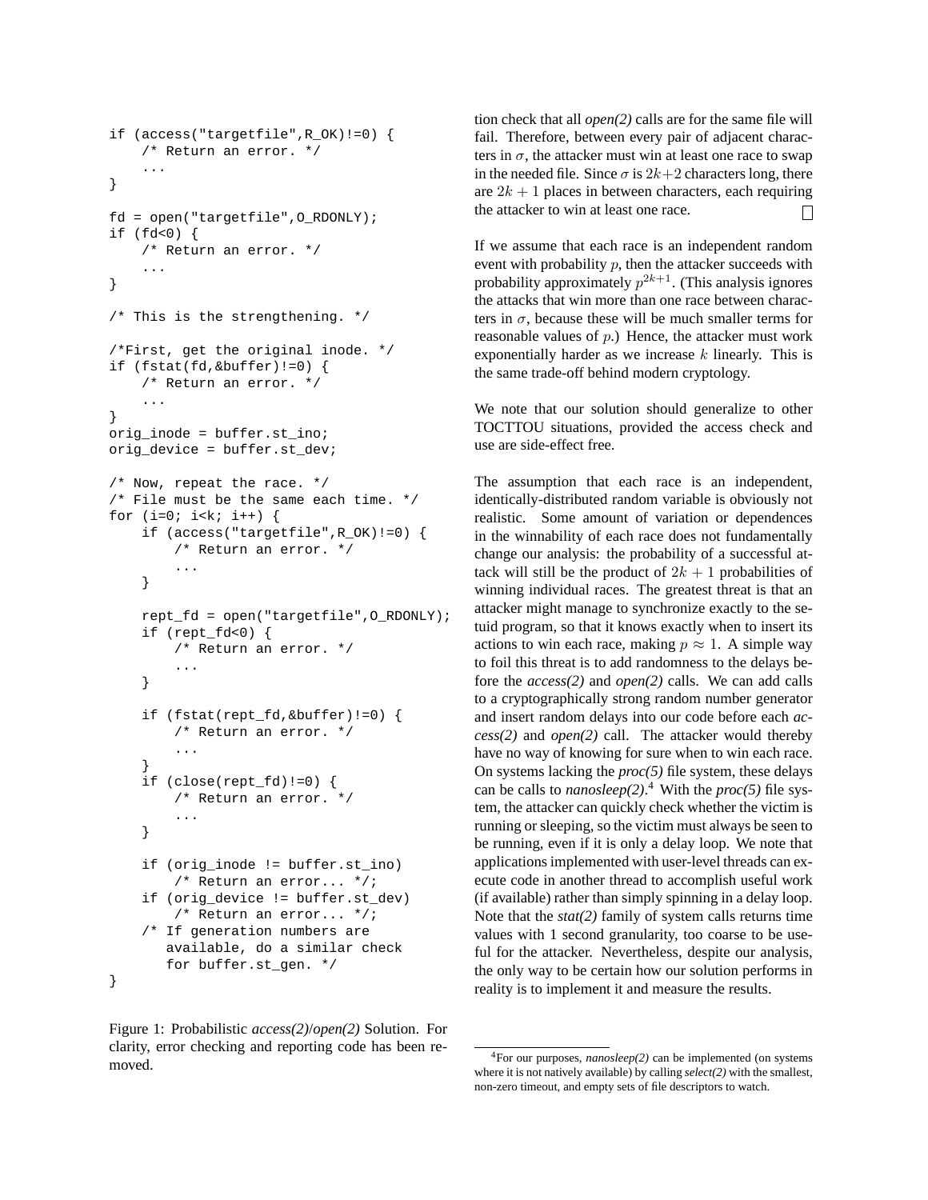```
if (access("targetfile",R_OK)!=0) {
    /* Return an error. */
    ...
}

fd = open("targetfile",O_RDONLY);
if (fd<0) {
    /* Return an error. */
    ...
}

/* This is the strengthening. */

/*First, get the original inode. */
if (fstat(fd,&buffer)!=0) {
    /* Return an error. */
    ...
}
orig_inode = buffer.st_ino;
orig_device = buffer.st_dev;

/* Now, repeat the race. */
/* File must be the same each time. */
for (i=0; i<k; i++) {
    if (access("targetfile",R_OK)!=0) {
        /* Return an error. */
        ...
    }

    rept_fd = open("targetfile",O_RDONLY);
    if (rept_fd<0) {
        /* Return an error. */
        ...
    }

    if (fstat(rept_fd,&buffer)!=0) {
        /* Return an error. */
        ...
    }
    if (close(rept_fd)!=0) {
        /* Return an error. */
        ...
    }

    if (orig_inode != buffer.st_ino)
        /* Return an error... */;
    if (orig_device != buffer.st_dev)
        /* Return an error... */;
    /* If generation numbers are
       available, do a similar check
       for buffer.st_gen. */
}
```

Figure 1: Probabilistic *access(2)*/*open(2)* Solution. For clarity, error checking and reporting code has been removed.

tion check that all *open(2)* calls are for the same file will fail. Therefore, between every pair of adjacent characters in $\sigma$, the attacker must win at least one race to swap in the needed file. Since $\sigma$ is $2k+2$ characters long, there are $2k+1$ places in between characters, each requiring the attacker to win at least one race. □

If we assume that each race is an independent random event with probability $p$, then the attacker succeeds with probability approximately $p^{2k+1}$. (This analysis ignores the attacks that win more than one race between characters in $\sigma$, because these will be much smaller terms for reasonable values of $p$.) Hence, the attacker must work exponentially harder as we increase $k$ linearly. This is the same trade-off behind modern cryptology.

We note that our solution should generalize to other TOCTTOU situations, provided the access check and use are side-effect free.

The assumption that each race is an independent, identically-distributed random variable is obviously not realistic. Some amount of variation or dependences in the winnability of each race does not fundamentally change our analysis: the probability of a successful attack will still be the product of $2k+1$ probabilities of winning individual races. The greatest threat is that an attacker might manage to synchronize exactly to the setuid program, so that it knows exactly when to insert its actions to win each race, making $p \approx 1$. A simple way to foil this threat is to add randomness to the delays before the *access(2)* and *open(2)* calls. We can add calls to a cryptographically strong random number generator and insert random delays into our code before each *access(2)* and *open(2)* call. The attacker would thereby have no way of knowing for sure when to win each race. On systems lacking the *proc(5)* file system, these delays can be calls to *nanosleep(2)*.[4] With the *proc(5)* file system, the attacker can quickly check whether the victim is running or sleeping, so the victim must always be seen to be running, even if it is only a delay loop. We note that applications implemented with user-level threads can execute code in another thread to accomplish useful work (if available) rather than simply spinning in a delay loop. Note that the *stat(2)* family of system calls returns time values with 1 second granularity, too coarse to be useful for the attacker. Nevertheless, despite our analysis, the only way to be certain how our solution performs in reality is to implement it and measure the results.

[4] For our purposes, *nanosleep(2)* can be implemented (on systems where it is not natively available) by calling *select(2)* with the smallest, non-zero timeout, and empty sets of file descriptors to watch.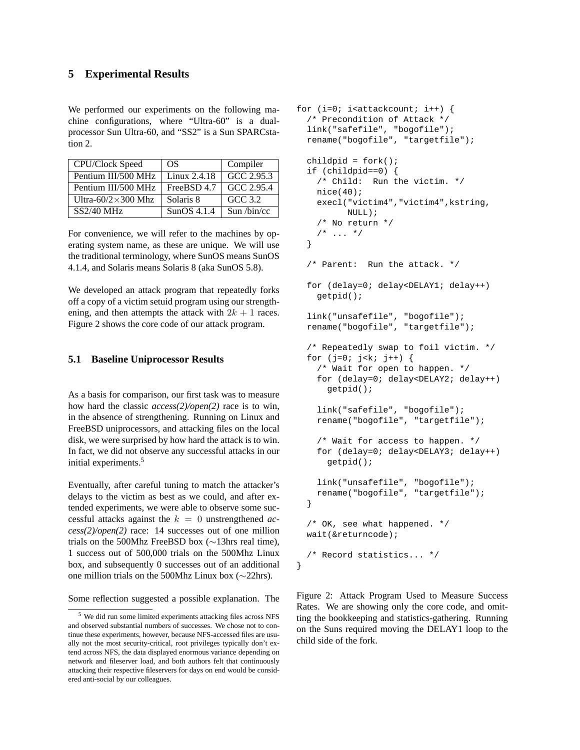## 5 Experimental Results

We performed our experiments on the following machine configurations, where "Ultra-60" is a dual-processor Sun Ultra-60, and "SS2" is a Sun SPARCstation 2.

| CPU/Clock Speed | OS | Compiler |
|---|---|---|
| Pentium III/500 MHz | Linux 2.4.18 | GCC 2.95.3 |
| Pentium III/500 MHz | FreeBSD 4.7 | GCC 2.95.4 |
| Ultra-60/2×300 Mhz | Solaris 8 | GCC 3.2 |
| SS2/40 MHz | SunOS 4.1.4 | Sun /bin/cc |

For convenience, we will refer to the machines by operating system name, as these are unique. We will use the traditional terminology, where SunOS means SunOS 4.1.4, and Solaris means Solaris 8 (aka SunOS 5.8).

We developed an attack program that repeatedly forks off a copy of a victim setuid program using our strengthening, and then attempts the attack with $2k + 1$ races. Figure 2 shows the core code of our attack program.

### 5.1 Baseline Uniprocessor Results

As a basis for comparison, our first task was to measure how hard the classic *access(2)/open(2)* race is to win, in the absence of strengthening. Running on Linux and FreeBSD uniprocessors, and attacking files on the local disk, we were surprised by how hard the attack is to win. In fact, we did not observe any successful attacks in our initial experiments.[5]

Eventually, after careful tuning to match the attacker's delays to the victim as best as we could, and after extended experiments, we were able to observe some successful attacks against the $k = 0$ unstrengthened *access(2)/open(2)* race: 14 successes out of one million trials on the 500Mhz FreeBSD box (∼13hrs real time), 1 success out of 500,000 trials on the 500Mhz Linux box, and subsequently 0 successes out of an additional one million trials on the 500Mhz Linux box (∼22hrs).

Some reflection suggested a possible explanation. The

[5] We did run some limited experiments attacking files across NFS and observed substantial numbers of successes. We chose not to continue these experiments, however, because NFS-accessed files are usually not the most security-critical, root privileges typically don't extend across NFS, the data displayed enormous variance depending on network and fileserver load, and both authors felt that continuously attacking their respective fileservers for days on end would be considered anti-social by our colleagues.

```
for (i=0; i<attackcount; i++) {
  /* Precondition of Attack */
  link("safefile", "bogofile");
  rename("bogofile", "targetfile");

  childpid = fork();
  if (childpid==0) {
    /* Child:  Run the victim. */
    nice(40);
    execl("victim4","victim4",kstring,
          NULL);
    /* No return */
    /* ... */
  }

  /* Parent:  Run the attack. */

  for (delay=0; delay<DELAY1; delay++)
    getpid();

  link("unsafefile", "bogofile");
  rename("bogofile", "targetfile");

  /* Repeatedly swap to foil victim. */
  for (j=0; j<k; j++) {
    /* Wait for open to happen. */
    for (delay=0; delay<DELAY2; delay++)
      getpid();

    link("safefile", "bogofile");
    rename("bogofile", "targetfile");

    /* Wait for access to happen. */
    for (delay=0; delay<DELAY3; delay++)
      getpid();

    link("unsafefile", "bogofile");
    rename("bogofile", "targetfile");
  }

  /* OK, see what happened. */
  wait(&returncode);

  /* Record statistics... */
}
```

Figure 2: Attack Program Used to Measure Success Rates. We are showing only the core code, and omitting the bookkeeping and statistics-gathering. Running on the Suns required moving the DELAY1 loop to the child side of the fork.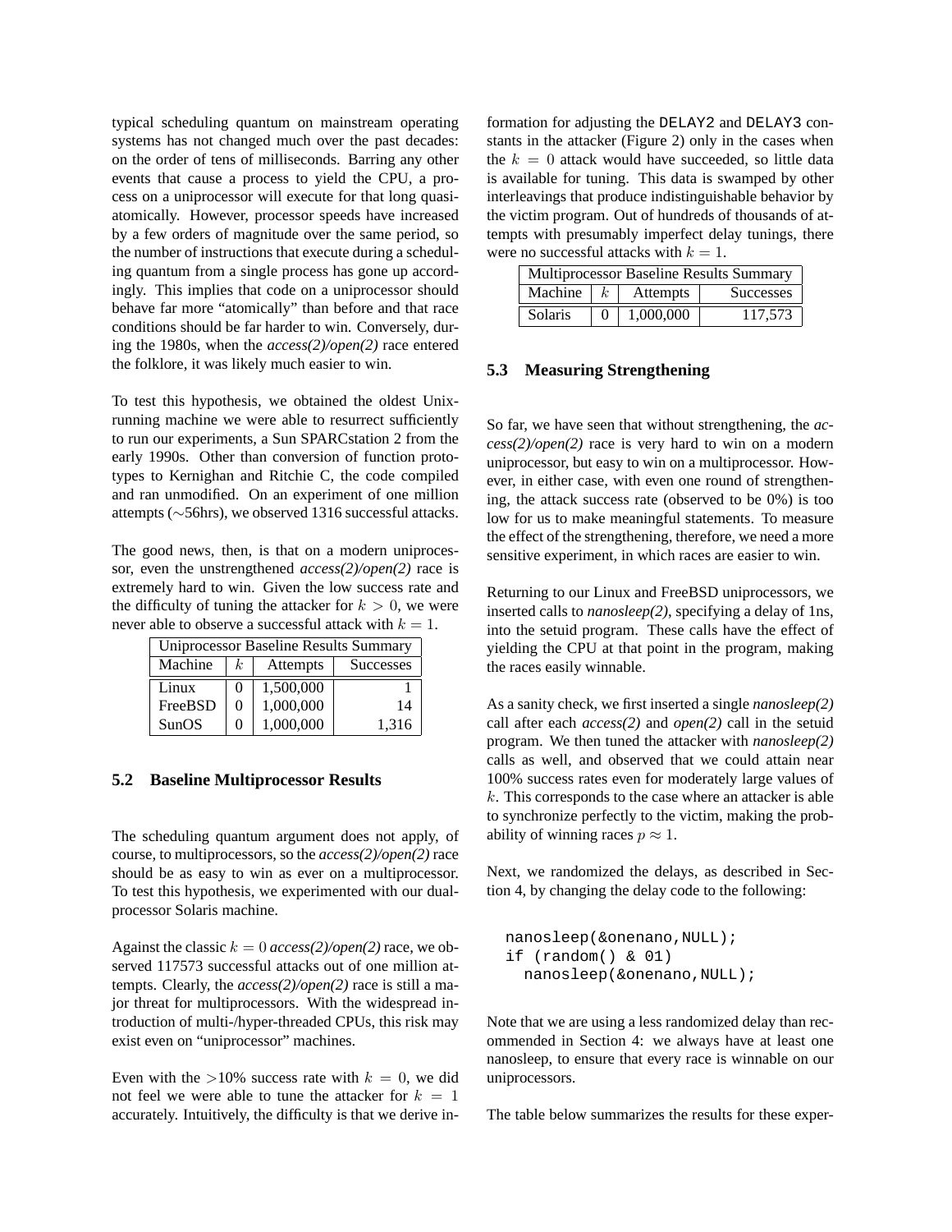typical scheduling quantum on mainstream operating systems has not changed much over the past decades: on the order of tens of milliseconds. Barring any other events that cause a process to yield the CPU, a process on a uniprocessor will execute for that long quasi-atomically. However, processor speeds have increased by a few orders of magnitude over the same period, so the number of instructions that execute during a scheduling quantum from a single process has gone up accordingly. This implies that code on a uniprocessor should behave far more "atomically" than before and that race conditions should be far harder to win. Conversely, during the 1980s, when the *access(2)/open(2)* race entered the folklore, it was likely much easier to win.

To test this hypothesis, we obtained the oldest Unix-running machine we were able to resurrect sufficiently to run our experiments, a Sun SPARCstation 2 from the early 1990s. Other than conversion of function prototypes to Kernighan and Ritchie C, the code compiled and ran unmodified. On an experiment of one million attempts (∼56hrs), we observed 1316 successful attacks.

The good news, then, is that on a modern uniprocessor, even the unstrengthened *access(2)/open(2)* race is extremely hard to win. Given the low success rate and the difficulty of tuning the attacker for $k > 0$, we were never able to observe a successful attack with $k = 1$.

| Uniprocessor Baseline Results Summary | | | |
|---|---|---|---|
| Machine | $k$ | Attempts | Successes |
| Linux | 0 | 1,500,000 | 1 |
| FreeBSD | 0 | 1,000,000 | 14 |
| SunOS | 0 | 1,000,000 | 1,316 |

### 5.2 Baseline Multiprocessor Results

The scheduling quantum argument does not apply, of course, to multiprocessors, so the *access(2)/open(2)* race should be as easy to win as ever on a multiprocessor. To test this hypothesis, we experimented with our dual-processor Solaris machine.

Against the classic $k = 0$ *access(2)/open(2)* race, we observed 117573 successful attacks out of one million attempts. Clearly, the *access(2)/open(2)* race is still a major threat for multiprocessors. With the widespread introduction of multi-/hyper-threaded CPUs, this risk may exist even on "uniprocessor" machines.

Even with the >10% success rate with $k = 0$, we did not feel we were able to tune the attacker for $k = 1$ accurately. Intuitively, the difficulty is that we derive information for adjusting the DELAY2 and DELAY3 constants in the attacker (Figure 2) only in the cases when the $k = 0$ attack would have succeeded, so little data is available for tuning. This data is swamped by other interleavings that produce indistinguishable behavior by the victim program. Out of hundreds of thousands of attempts with presumably imperfect delay tunings, there were no successful attacks with $k = 1$.

| Multiprocessor Baseline Results Summary | | | |
|---|---|---|---|
| Machine | $k$ | Attempts | Successes |
| Solaris | 0 | 1,000,000 | 117,573 |

### 5.3 Measuring Strengthening

So far, we have seen that without strengthening, the *access(2)/open(2)* race is very hard to win on a modern uniprocessor, but easy to win on a multiprocessor. However, in either case, with even one round of strengthening, the attack success rate (observed to be 0%) is too low for us to make meaningful statements. To measure the effect of the strengthening, therefore, we need a more sensitive experiment, in which races are easier to win.

Returning to our Linux and FreeBSD uniprocessors, we inserted calls to *nanosleep(2)*, specifying a delay of 1ns, into the setuid program. These calls have the effect of yielding the CPU at that point in the program, making the races easily winnable.

As a sanity check, we first inserted a single *nanosleep(2)* call after each *access(2)* and *open(2)* call in the setuid program. We then tuned the attacker with *nanosleep(2)* calls as well, and observed that we could attain near 100% success rates even for moderately large values of $k$. This corresponds to the case where an attacker is able to synchronize perfectly to the victim, making the probability of winning races $p \approx 1$.

Next, we randomized the delays, as described in Section 4, by changing the delay code to the following:

```
nanosleep(&onenano,NULL);
if (random() & 01)
  nanosleep(&onenano,NULL);
```

Note that we are using a less randomized delay than recommended in Section 4: we always have at least one nanosleep, to ensure that every race is winnable on our uniprocessors.

The table below summarizes the results for these exper-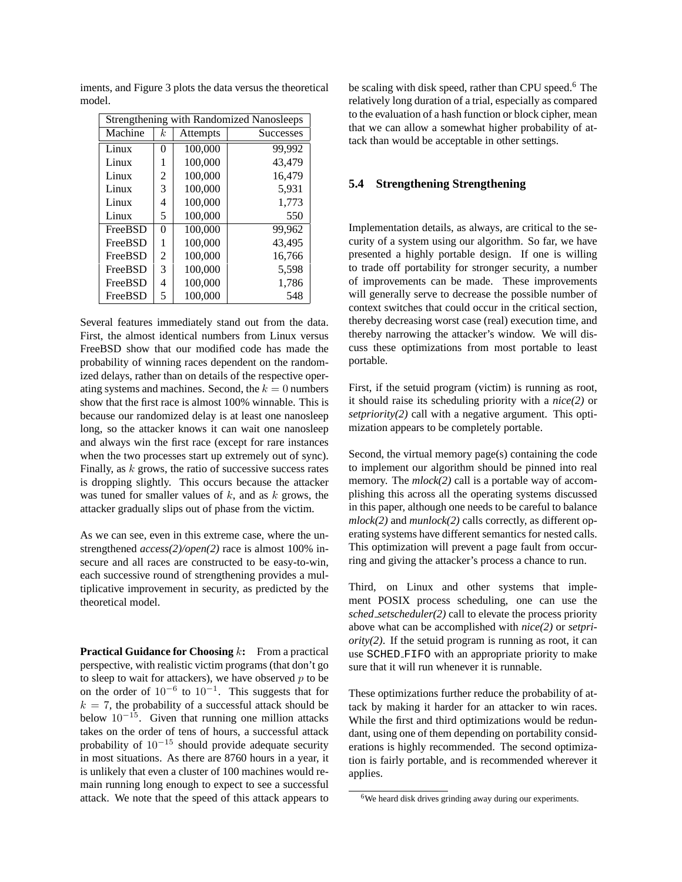iments, and Figure 3 plots the data versus the theoretical model.

| Strengthening with Randomized Nanosleeps | | | |
|---|---|---|---|
| Machine | $k$ | Attempts | Successes |
| Linux | 0 | 100,000 | 99,992 |
| Linux | 1 | 100,000 | 43,479 |
| Linux | 2 | 100,000 | 16,479 |
| Linux | 3 | 100,000 | 5,931 |
| Linux | 4 | 100,000 | 1,773 |
| Linux | 5 | 100,000 | 550 |
| FreeBSD | 0 | 100,000 | 99,962 |
| FreeBSD | 1 | 100,000 | 43,495 |
| FreeBSD | 2 | 100,000 | 16,766 |
| FreeBSD | 3 | 100,000 | 5,598 |
| FreeBSD | 4 | 100,000 | 1,786 |
| FreeBSD | 5 | 100,000 | 548 |

Several features immediately stand out from the data. First, the almost identical numbers from Linux versus FreeBSD show that our modified code has made the probability of winning races dependent on the randomized delays, rather than on details of the respective operating systems and machines. Second, the $k = 0$ numbers show that the first race is almost 100% winnable. This is because our randomized delay is at least one nanosleep long, so the attacker knows it can wait one nanosleep and always win the first race (except for rare instances when the two processes start up extremely out of sync). Finally, as $k$ grows, the ratio of successive success rates is dropping slightly. This occurs because the attacker was tuned for smaller values of $k$, and as $k$ grows, the attacker gradually slips out of phase from the victim.

As we can see, even in this extreme case, where the unstrengthened *access(2)/open(2)* race is almost 100% insecure and all races are constructed to be easy-to-win, each successive round of strengthening provides a multiplicative improvement in security, as predicted by the theoretical model.

**Practical Guidance for Choosing $k$:** From a practical perspective, with realistic victim programs (that don't go to sleep to wait for attackers), we have observed $p$ to be on the order of $10^{-6}$ to $10^{-1}$. This suggests that for $k = 7$, the probability of a successful attack should be below $10^{-15}$. Given that running one million attacks takes on the order of tens of hours, a successful attack probability of $10^{-15}$ should provide adequate security in most situations. As there are 8760 hours in a year, it is unlikely that even a cluster of 100 machines would remain running long enough to expect to see a successful attack. We note that the speed of this attack appears to be scaling with disk speed, rather than CPU speed.[6] The relatively long duration of a trial, especially as compared to the evaluation of a hash function or block cipher, mean that we can allow a somewhat higher probability of attack than would be acceptable in other settings.

### 5.4 Strengthening Strengthening

Implementation details, as always, are critical to the security of a system using our algorithm. So far, we have presented a highly portable design. If one is willing to trade off portability for stronger security, a number of improvements can be made. These improvements will generally serve to decrease the possible number of context switches that could occur in the critical section, thereby decreasing worst case (real) execution time, and thereby narrowing the attacker's window. We will discuss these optimizations from most portable to least portable.

First, if the setuid program (victim) is running as root, it should raise its scheduling priority with a *nice(2)* or *setpriority(2)* call with a negative argument. This optimization appears to be completely portable.

Second, the virtual memory page(s) containing the code to implement our algorithm should be pinned into real memory. The *mlock(2)* call is a portable way of accomplishing this across all the operating systems discussed in this paper, although one needs to be careful to balance *mlock(2)* and *munlock(2)* calls correctly, as different operating systems have different semantics for nested calls. This optimization will prevent a page fault from occurring and giving the attacker's process a chance to run.

Third, on Linux and other systems that implement POSIX process scheduling, one can use the *sched_setscheduler(2)* call to elevate the process priority above what can be accomplished with *nice(2)* or *setpriority(2)*. If the setuid program is running as root, it can use `SCHED_FIFO` with an appropriate priority to make sure that it will run whenever it is runnable.

These optimizations further reduce the probability of attack by making it harder for an attacker to win races. While the first and third optimizations would be redundant, using one of them depending on portability considerations is highly recommended. The second optimization is fairly portable, and is recommended wherever it applies.

[6] We heard disk drives grinding away during our experiments.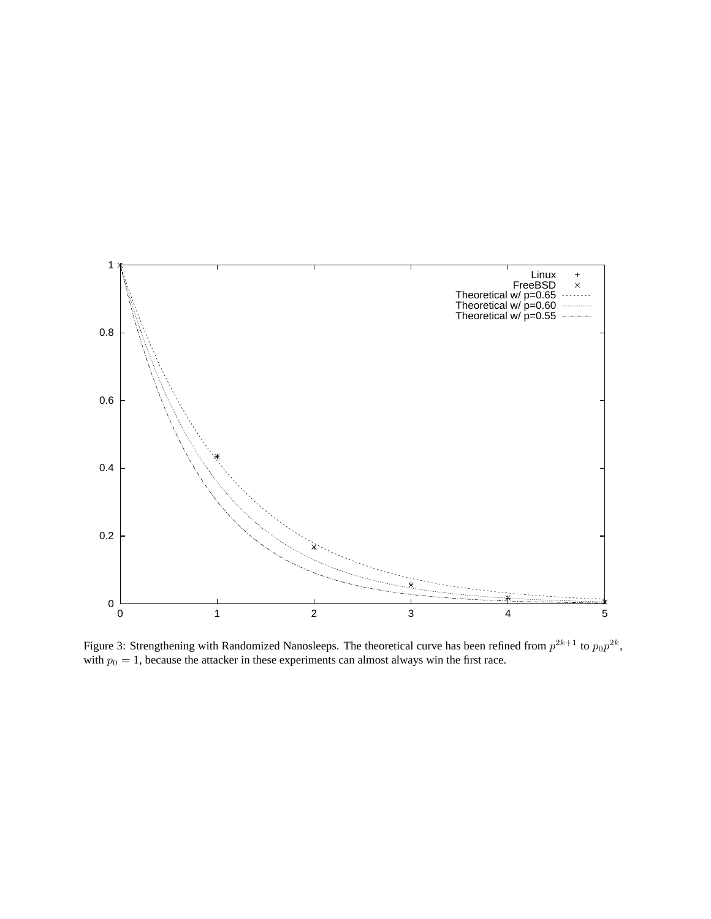Figure 3: Strengthening with Randomized Nanosleeps. The theoretical curve has been refined from $p^{2k+1}$ to $p_0 p^{2k}$, with $p_0 = 1$, because the attacker in these experiments can almost always win the first race.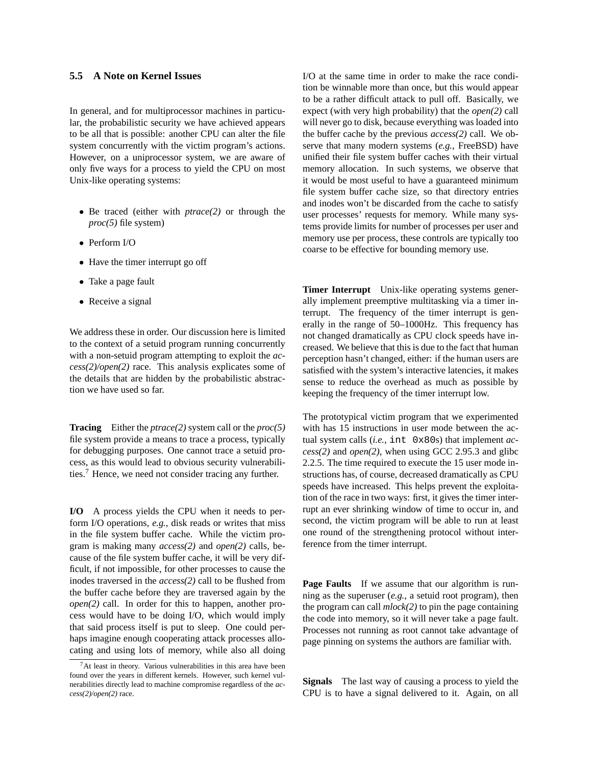### 5.5 A Note on Kernel Issues

In general, and for multiprocessor machines in particular, the probabilistic security we have achieved appears to be all that is possible: another CPU can alter the file system concurrently with the victim program's actions. However, on a uniprocessor system, we are aware of only five ways for a process to yield the CPU on most Unix-like operating systems:

- Be traced (either with *ptrace(2)* or through the *proc(5)* file system)
- Perform I/O
- Have the timer interrupt go off
- Take a page fault
- Receive a signal

We address these in order. Our discussion here is limited to the context of a setuid program running concurrently with a non-setuid program attempting to exploit the *access(2)/open(2)* race. This analysis explicates some of the details that are hidden by the probabilistic abstraction we have used so far.

**Tracing** Either the *ptrace(2)* system call or the *proc(5)* file system provide a means to trace a process, typically for debugging purposes. One cannot trace a setuid process, as this would lead to obvious security vulnerabilities.[7] Hence, we need not consider tracing any further.

**I/O** A process yields the CPU when it needs to perform I/O operations, *e.g.*, disk reads or writes that miss in the file system buffer cache. While the victim program is making many *access(2)* and *open(2)* calls, because of the file system buffer cache, it will be very difficult, if not impossible, for other processes to cause the inodes traversed in the *access(2)* call to be flushed from the buffer cache before they are traversed again by the *open(2)* call. In order for this to happen, another process would have to be doing I/O, which would imply that said process itself is put to sleep. One could perhaps imagine enough cooperating attack processes allocating and using lots of memory, while also all doing I/O at the same time in order to make the race condition be winnable more than once, but this would appear to be a rather difficult attack to pull off. Basically, we expect (with very high probability) that the *open(2)* call will never go to disk, because everything was loaded into the buffer cache by the previous *access(2)* call. We observe that many modern systems (*e.g.*, FreeBSD) have unified their file system buffer caches with their virtual memory allocation. In such systems, we observe that it would be most useful to have a guaranteed minimum file system buffer cache size, so that directory entries and inodes won't be discarded from the cache to satisfy user processes' requests for memory. While many systems provide limits for number of processes per user and memory use per process, these controls are typically too coarse to be effective for bounding memory use.

**Timer Interrupt** Unix-like operating systems generally implement preemptive multitasking via a timer interrupt. The frequency of the timer interrupt is generally in the range of 50–1000Hz. This frequency has not changed dramatically as CPU clock speeds have increased. We believe that this is due to the fact that human perception hasn't changed, either: if the human users are satisfied with the system's interactive latencies, it makes sense to reduce the overhead as much as possible by keeping the frequency of the timer interrupt low.

The prototypical victim program that we experimented with has 15 instructions in user mode between the actual system calls (*i.e.*, `int 0x80`s) that implement *access(2)* and *open(2)*, when using GCC 2.95.3 and glibc 2.2.5. The time required to execute the 15 user mode instructions has, of course, decreased dramatically as CPU speeds have increased. This helps prevent the exploitation of the race in two ways: first, it gives the timer interrupt an ever shrinking window of time to occur in, and second, the victim program will be able to run at least one round of the strengthening protocol without interference from the timer interrupt.

**Page Faults** If we assume that our algorithm is running as the superuser (*e.g.*, a setuid root program), then the program can call *mlock(2)* to pin the page containing the code into memory, so it will never take a page fault. Processes not running as root cannot take advantage of page pinning on systems the authors are familiar with.

**Signals** The last way of causing a process to yield the CPU is to have a signal delivered to it. Again, on all

[7] At least in theory. Various vulnerabilities in this area have been found over the years in different kernels. However, such kernel vulnerabilities directly lead to machine compromise regardless of the *access(2)/open(2)* race.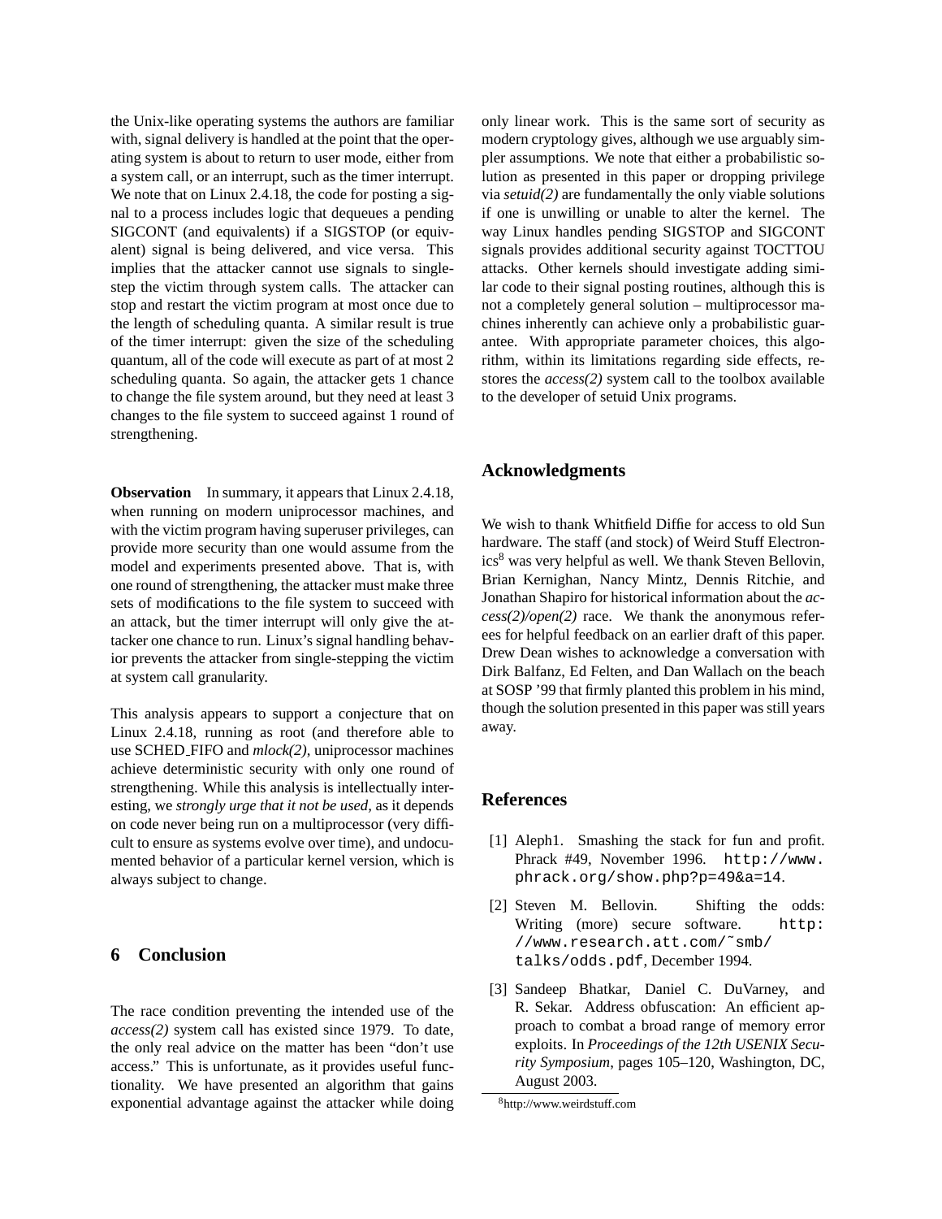the Unix-like operating systems the authors are familiar with, signal delivery is handled at the point that the operating system is about to return to user mode, either from a system call, or an interrupt, such as the timer interrupt. We note that on Linux 2.4.18, the code for posting a signal to a process includes logic that dequeues a pending SIGCONT (and equivalents) if a SIGSTOP (or equivalent) signal is being delivered, and vice versa. This implies that the attacker cannot use signals to single-step the victim through system calls. The attacker can stop and restart the victim program at most once due to the length of scheduling quanta. A similar result is true of the timer interrupt: given the size of the scheduling quantum, all of the code will execute as part of at most 2 scheduling quanta. So again, the attacker gets 1 chance to change the file system around, but they need at least 3 changes to the file system to succeed against 1 round of strengthening.

**Observation** In summary, it appears that Linux 2.4.18, when running on modern uniprocessor machines, and with the victim program having superuser privileges, can provide more security than one would assume from the model and experiments presented above. That is, with one round of strengthening, the attacker must make three sets of modifications to the file system to succeed with an attack, but the timer interrupt will only give the attacker one chance to run. Linux's signal handling behavior prevents the attacker from single-stepping the victim at system call granularity.

This analysis appears to support a conjecture that on Linux 2.4.18, running as root (and therefore able to use SCHED_FIFO and *mlock(2)*, uniprocessor machines achieve deterministic security with only one round of strengthening. While this analysis is intellectually interesting, we *strongly urge that it not be used*, as it depends on code never being run on a multiprocessor (very difficult to ensure as systems evolve over time), and undocumented behavior of a particular kernel version, which is always subject to change.

## 6 Conclusion

The race condition preventing the intended use of the *access(2)* system call has existed since 1979. To date, the only real advice on the matter has been "don't use access." This is unfortunate, as it provides useful functionality. We have presented an algorithm that gains exponential advantage against the attacker while doing only linear work. This is the same sort of security as modern cryptology gives, although we use arguably simpler assumptions. We note that either a probabilistic solution as presented in this paper or dropping privilege via *setuid(2)* are fundamentally the only viable solutions if one is unwilling or unable to alter the kernel. The way Linux handles pending SIGSTOP and SIGCONT signals provides additional security against TOCTTOU attacks. Other kernels should investigate adding similar code to their signal posting routines, although this is not a completely general solution – multiprocessor machines inherently can achieve only a probabilistic guarantee. With appropriate parameter choices, this algorithm, within its limitations regarding side effects, restores the *access(2)* system call to the toolbox available to the developer of setuid Unix programs.

## Acknowledgments

We wish to thank Whitfield Diffie for access to old Sun hardware. The staff (and stock) of Weird Stuff Electronics[8] was very helpful as well. We thank Steven Bellovin, Brian Kernighan, Nancy Mintz, Dennis Ritchie, and Jonathan Shapiro for historical information about the *access(2)/open(2)* race. We thank the anonymous referees for helpful feedback on an earlier draft of this paper. Drew Dean wishes to acknowledge a conversation with Dirk Balfanz, Ed Felten, and Dan Wallach on the beach at SOSP '99 that firmly planted this problem in his mind, though the solution presented in this paper was still years away.

## References

[1] Aleph1. Smashing the stack for fun and profit. Phrack #49, November 1996. `http://www.phrack.org/show.php?p=49&a=14`.

[2] Steven M. Bellovin. Shifting the odds: Writing (more) secure software. `http://www.research.att.com/~smb/talks/odds.pdf`, December 1994.

[3] Sandeep Bhatkar, Daniel C. DuVarney, and R. Sekar. Address obfuscation: An efficient approach to combat a broad range of memory error exploits. In *Proceedings of the 12th USENIX Security Symposium*, pages 105–120, Washington, DC, August 2003.

[8] http://www.weirdstuff.com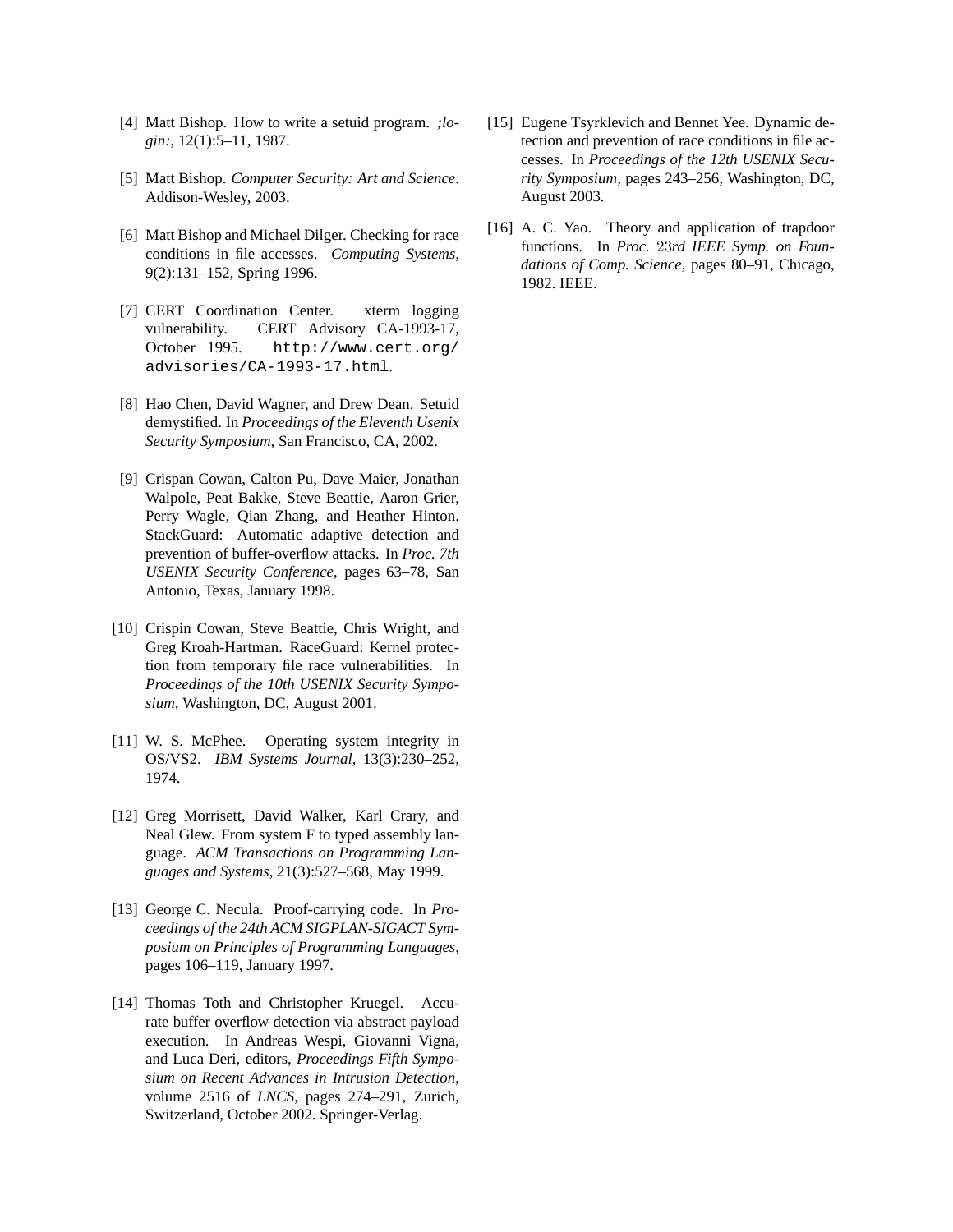[4] Matt Bishop. How to write a setuid program. *;login:*, 12(1):5–11, 1987.

[5] Matt Bishop. *Computer Security: Art and Science*. Addison-Wesley, 2003.

[6] Matt Bishop and Michael Dilger. Checking for race conditions in file accesses. *Computing Systems*, 9(2):131–152, Spring 1996.

[7] CERT Coordination Center. xterm logging vulnerability. CERT Advisory CA-1993-17, October 1995. `http://www.cert.org/advisories/CA-1993-17.html`.

[8] Hao Chen, David Wagner, and Drew Dean. Setuid demystified. In *Proceedings of the Eleventh Usenix Security Symposium*, San Francisco, CA, 2002.

[9] Crispan Cowan, Calton Pu, Dave Maier, Jonathan Walpole, Peat Bakke, Steve Beattie, Aaron Grier, Perry Wagle, Qian Zhang, and Heather Hinton. StackGuard: Automatic adaptive detection and prevention of buffer-overflow attacks. In *Proc. 7th USENIX Security Conference*, pages 63–78, San Antonio, Texas, January 1998.

[10] Crispin Cowan, Steve Beattie, Chris Wright, and Greg Kroah-Hartman. RaceGuard: Kernel protection from temporary file race vulnerabilities. In *Proceedings of the 10th USENIX Security Symposium*, Washington, DC, August 2001.

[11] W. S. McPhee. Operating system integrity in OS/VS2. *IBM Systems Journal*, 13(3):230–252, 1974.

[12] Greg Morrisett, David Walker, Karl Crary, and Neal Glew. From system F to typed assembly language. *ACM Transactions on Programming Languages and Systems*, 21(3):527–568, May 1999.

[13] George C. Necula. Proof-carrying code. In *Proceedings of the 24th ACM SIGPLAN-SIGACT Symposium on Principles of Programming Languages*, pages 106–119, January 1997.

[14] Thomas Toth and Christopher Kruegel. Accurate buffer overflow detection via abstract payload execution. In Andreas Wespi, Giovanni Vigna, and Luca Deri, editors, *Proceedings Fifth Symposium on Recent Advances in Intrusion Detection*, volume 2516 of *LNCS*, pages 274–291, Zurich, Switzerland, October 2002. Springer-Verlag.

[15] Eugene Tsyrklevich and Bennet Yee. Dynamic detection and prevention of race conditions in file accesses. In *Proceedings of the 12th USENIX Security Symposium*, pages 243–256, Washington, DC, August 2003.

[16] A. C. Yao. Theory and application of trapdoor functions. In *Proc. 23rd IEEE Symp. on Foundations of Comp. Science*, pages 80–91, Chicago, 1982. IEEE.